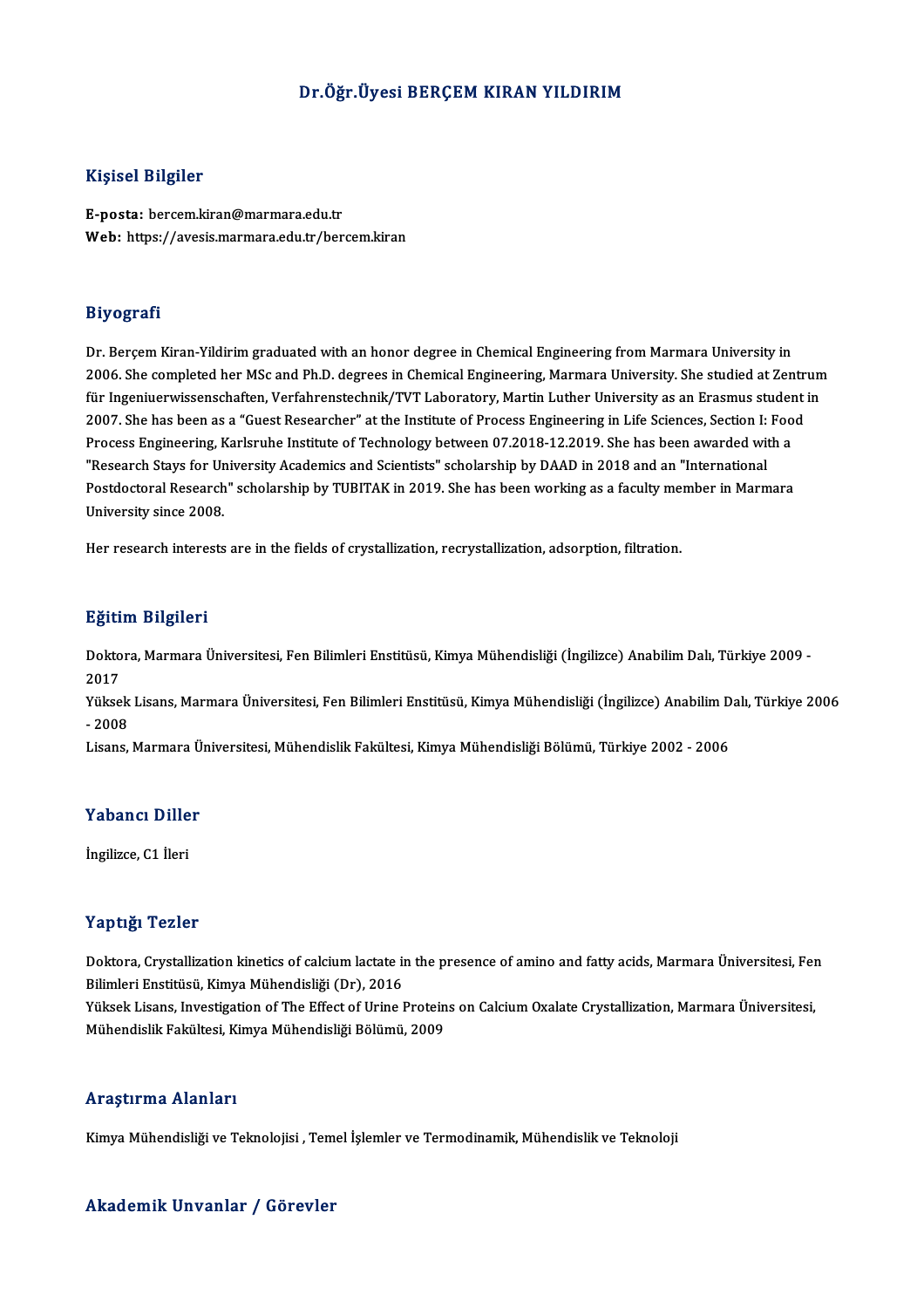# Dr.Öğr.Üyesi BERÇEM KIRAN YILDIRIM

## Kişisel Bilgiler

**E-posta:** bercem.kiran@marmara.edu.tr
**Web:** https://avesis.marmara.edu.tr/bercem.kiran

## Biyografi

Dr. Berçem Kiran-Yildirim graduated with an honor degree in Chemical Engineering from Marmara University in 2006. She completed her MSc and Ph.D. degrees in Chemical Engineering, Marmara University. She studied at Zentrum für Ingeniuerwissenschaften, Verfahrenstechnik/TVT Laboratory, Martin Luther University as an Erasmus student in 2007. She has been as a "Guest Researcher" at the Institute of Process Engineering in Life Sciences, Section I: Food Process Engineering, Karlsruhe Institute of Technology between 07.2018-12.2019. She has been awarded with a "Research Stays for University Academics and Scientists" scholarship by DAAD in 2018 and an "International Postdoctoral Research" scholarship by TUBITAK in 2019. She has been working as a faculty member in Marmara University since 2008.

Her research interests are in the fields of crystallization, recrystallization, adsorption, filtration.

## Eğitim Bilgileri

Doktora, Marmara Üniversitesi, Fen Bilimleri Enstitüsü, Kimya Mühendisliği (İngilizce) Anabilim Dalı, Türkiye 2009 - 2017

Yüksek Lisans, Marmara Üniversitesi, Fen Bilimleri Enstitüsü, Kimya Mühendisliği (İngilizce) Anabilim Dalı, Türkiye 2006 - 2008

Lisans, Marmara Üniversitesi, Mühendislik Fakültesi, Kimya Mühendisliği Bölümü, Türkiye 2002 - 2006

## Yabancı Diller

İngilizce, C1 İleri

## Yaptığı Tezler

Doktora, Crystallization kinetics of calcium lactate in the presence of amino and fatty acids, Marmara Üniversitesi, Fen Bilimleri Enstitüsü, Kimya Mühendisliği (Dr), 2016

Yüksek Lisans, Investigation of The Effect of Urine Proteins on Calcium Oxalate Crystallization, Marmara Üniversitesi, Mühendislik Fakültesi, Kimya Mühendisliği Bölümü, 2009

## Araştırma Alanları

Kimya Mühendisliği ve Teknolojisi , Temel İşlemler ve Termodinamik, Mühendislik ve Teknoloji

## Akademik Unvanlar / Görevler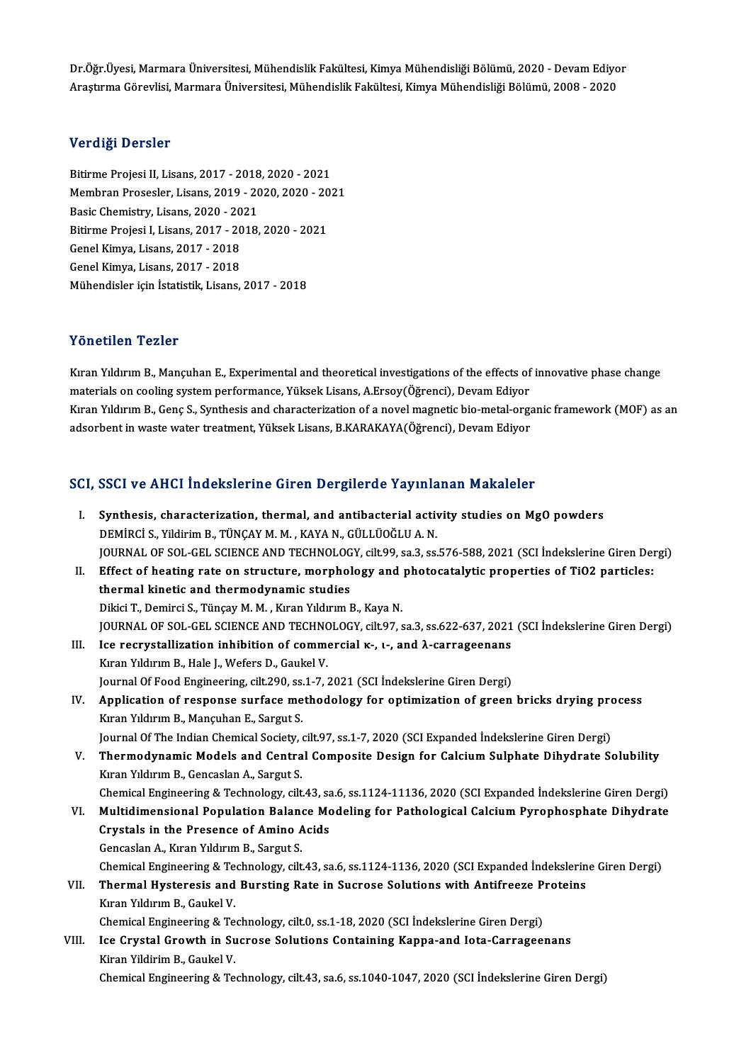Dr.Öğr.Üyesi, Marmara Üniversitesi, Mühendislik Fakültesi, Kimya Mühendisliği Bölümü, 2020 - Devam Ediyor
Araştırma Görevlisi, Marmara Üniversitesi, Mühendislik Fakültesi, Kimya Mühendisliği Bölümü, 2008 - 2020

## Verdiği Dersler

Bitirme Projesi II, Lisans, 2017 - 2018, 2020 - 2021
Membran Prosesler, Lisans, 2019 - 2020, 2020 - 2021
Basic Chemistry, Lisans, 2020 - 2021
Bitirme Projesi I, Lisans, 2017 - 2018, 2020 - 2021
Genel Kimya, Lisans, 2017 - 2018
Genel Kimya, Lisans, 2017 - 2018
Mühendisler için İstatistik, Lisans, 2017 - 2018

## Yönetilen Tezler

Kıran Yıldırım B., Mançuhan E., Experimental and theoretical investigations of the effects of innovative phase change materials on cooling system performance, Yüksek Lisans, A.Ersoy(Öğrenci), Devam Ediyor
Kıran Yıldırım B., Genç S., Synthesis and characterization of a novel magnetic bio-metal-organic framework (MOF) as an adsorbent in waste water treatment, Yüksek Lisans, B.KARAKAYA(Öğrenci), Devam Ediyor

## SCI, SSCI ve AHCI İndekslerine Giren Dergilerde Yayınlanan Makaleler

I. **Synthesis, characterization, thermal, and antibacterial activity studies on MgO powders**
DEMİRCİ S., Yildirim B., TÜNÇAY M. M. , KAYA N., GÜLLÜOĞLU A. N.
JOURNAL OF SOL-GEL SCIENCE AND TECHNOLOGY, cilt.99, sa.3, ss.576-588, 2021 (SCI İndekslerine Giren Dergi)
II. **Effect of heating rate on structure, morphology and photocatalytic properties of TiO2 particles: thermal kinetic and thermodynamic studies**
Dikici T., Demirci S., Tünçay M. M. , Kıran Yıldırım B., Kaya N.
JOURNAL OF SOL-GEL SCIENCE AND TECHNOLOGY, cilt.97, sa.3, ss.622-637, 2021 (SCI İndekslerine Giren Dergi)
III. **Ice recrystallization inhibition of commercial κ-, ι-, and λ-carrageenans**
Kıran Yıldırım B., Hale J., Wefers D., Gaukel V.
Journal Of Food Engineering, cilt.290, ss.1-7, 2021 (SCI İndekslerine Giren Dergi)
IV. **Application of response surface methodology for optimization of green bricks drying process**
Kıran Yıldırım B., Mançuhan E., Sargut S.
Journal Of The Indian Chemical Society, cilt.97, ss.1-7, 2020 (SCI Expanded İndekslerine Giren Dergi)
V. **Thermodynamic Models and Central Composite Design for Calcium Sulphate Dihydrate Solubility**
Kıran Yıldırım B., Gencaslan A., Sargut S.
Chemical Engineering & Technology, cilt.43, sa.6, ss.1124-11136, 2020 (SCI Expanded İndekslerine Giren Dergi)
VI. **Multidimensional Population Balance Modeling for Pathological Calcium Pyrophosphate Dihydrate Crystals in the Presence of Amino Acids**
Gencaslan A., Kıran Yıldırım B., Sargut S.
Chemical Engineering & Technology, cilt.43, sa.6, ss.1124-1136, 2020 (SCI Expanded İndekslerine Giren Dergi)
VII. **Thermal Hysteresis and Bursting Rate in Sucrose Solutions with Antifreeze Proteins**
Kıran Yıldırım B., Gaukel V.
Chemical Engineering & Technology, cilt.0, ss.1-18, 2020 (SCI İndekslerine Giren Dergi)
VIII. **Ice Crystal Growth in Sucrose Solutions Containing Kappa-and Iota-Carrageenans**
Kiran Yildirim B., Gaukel V.
Chemical Engineering & Technology, cilt.43, sa.6, ss.1040-1047, 2020 (SCI İndekslerine Giren Dergi)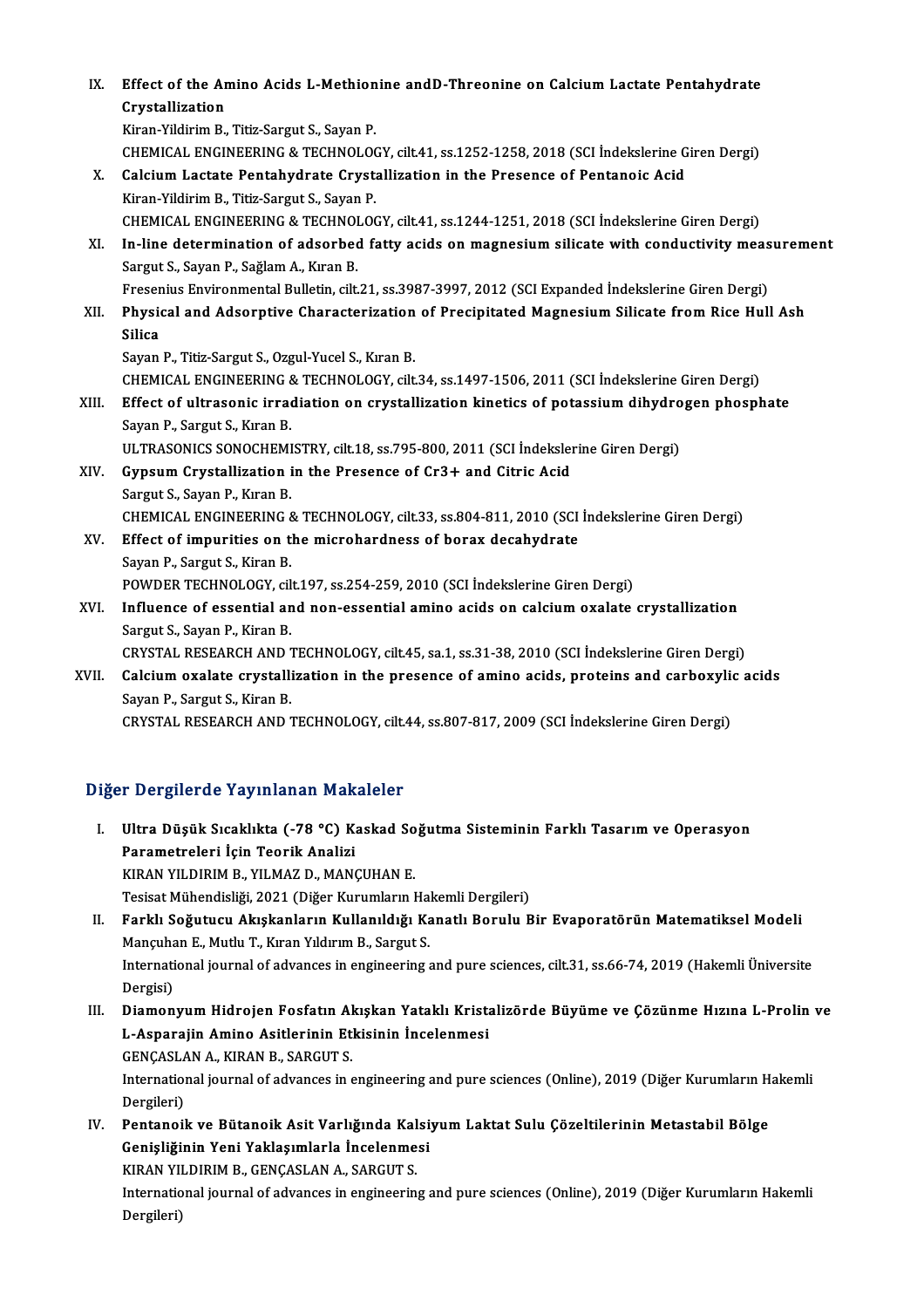IX. **Effect of the Amino Acids L-Methionine andD-Threonine on Calcium Lactate Pentahydrate Crystallization**
Kiran-Yildirim B., Titiz-Sargut S., Sayan P.
CHEMICAL ENGINEERING & TECHNOLOGY, cilt.41, ss.1252-1258, 2018 (SCI İndekslerine Giren Dergi)

X. **Calcium Lactate Pentahydrate Crystallization in the Presence of Pentanoic Acid**
Kiran-Yildirim B., Titiz-Sargut S., Sayan P.
CHEMICAL ENGINEERING & TECHNOLOGY, cilt.41, ss.1244-1251, 2018 (SCI İndekslerine Giren Dergi)

XI. **In-line determination of adsorbed fatty acids on magnesium silicate with conductivity measurement**
Sargut S., Sayan P., Sağlam A., Kıran B.
Fresenius Environmental Bulletin, cilt.21, ss.3987-3997, 2012 (SCI Expanded İndekslerine Giren Dergi)

XII. **Physical and Adsorptive Characterization of Precipitated Magnesium Silicate from Rice Hull Ash Silica**
Sayan P., Titiz-Sargut S., Ozgul-Yucel S., Kıran B.
CHEMICAL ENGINEERING & TECHNOLOGY, cilt.34, ss.1497-1506, 2011 (SCI İndekslerine Giren Dergi)

XIII. **Effect of ultrasonic irradiation on crystallization kinetics of potassium dihydrogen phosphate**
Sayan P., Sargut S., Kıran B.
ULTRASONICS SONOCHEMISTRY, cilt.18, ss.795-800, 2011 (SCI İndekslerine Giren Dergi)

XIV. **Gypsum Crystallization in the Presence of Cr3+ and Citric Acid**
Sargut S., Sayan P., Kıran B.
CHEMICAL ENGINEERING & TECHNOLOGY, cilt.33, ss.804-811, 2010 (SCI İndekslerine Giren Dergi)

XV. **Effect of impurities on the microhardness of borax decahydrate**
Sayan P., Sargut S., Kiran B.
POWDER TECHNOLOGY, cilt.197, ss.254-259, 2010 (SCI İndekslerine Giren Dergi)

XVI. **Influence of essential and non-essential amino acids on calcium oxalate crystallization**
Sargut S., Sayan P., Kiran B.
CRYSTAL RESEARCH AND TECHNOLOGY, cilt.45, sa.1, ss.31-38, 2010 (SCI İndekslerine Giren Dergi)

XVII. **Calcium oxalate crystallization in the presence of amino acids, proteins and carboxylic acids**
Sayan P., Sargut S., Kiran B.
CRYSTAL RESEARCH AND TECHNOLOGY, cilt.44, ss.807-817, 2009 (SCI İndekslerine Giren Dergi)

## Diğer Dergilerde Yayınlanan Makaleler

I. **Ultra Düşük Sıcaklıkta (-78 °C) Kaskad Soğutma Sisteminin Farklı Tasarım ve Operasyon Parametreleri İçin Teorik Analizi**
KIRAN YILDIRIM B., YILMAZ D., MANÇUHAN E.
Tesisat Mühendisliği, 2021 (Diğer Kurumların Hakemli Dergileri)

II. **Farklı Soğutucu Akışkanların Kullanıldığı Kanatlı Borulu Bir Evaporatörün Matematiksel Modeli**
Mançuhan E., Mutlu T., Kıran Yıldırım B., Sargut S.
International journal of advances in engineering and pure sciences, cilt.31, ss.66-74, 2019 (Hakemli Üniversite Dergisi)

III. **Diamonyum Hidrojen Fosfatın Akışkan Yataklı Kristalizörde Büyüme ve Çözünme Hızına L-Prolin ve L-Asparajin Amino Asitlerinin Etkisinin İncelenmesi**
GENÇASLAN A., KIRAN B., SARGUT S.
International journal of advances in engineering and pure sciences (Online), 2019 (Diğer Kurumların Hakemli Dergileri)

IV. **Pentanoik ve Bütanoik Asit Varlığında Kalsiyum Laktat Sulu Çözeltilerinin Metastabil Bölge Genişliğinin Yeni Yaklaşımlarla İncelenmesi**
KIRAN YILDIRIM B., GENÇASLAN A., SARGUT S.
International journal of advances in engineering and pure sciences (Online), 2019 (Diğer Kurumların Hakemli Dergileri)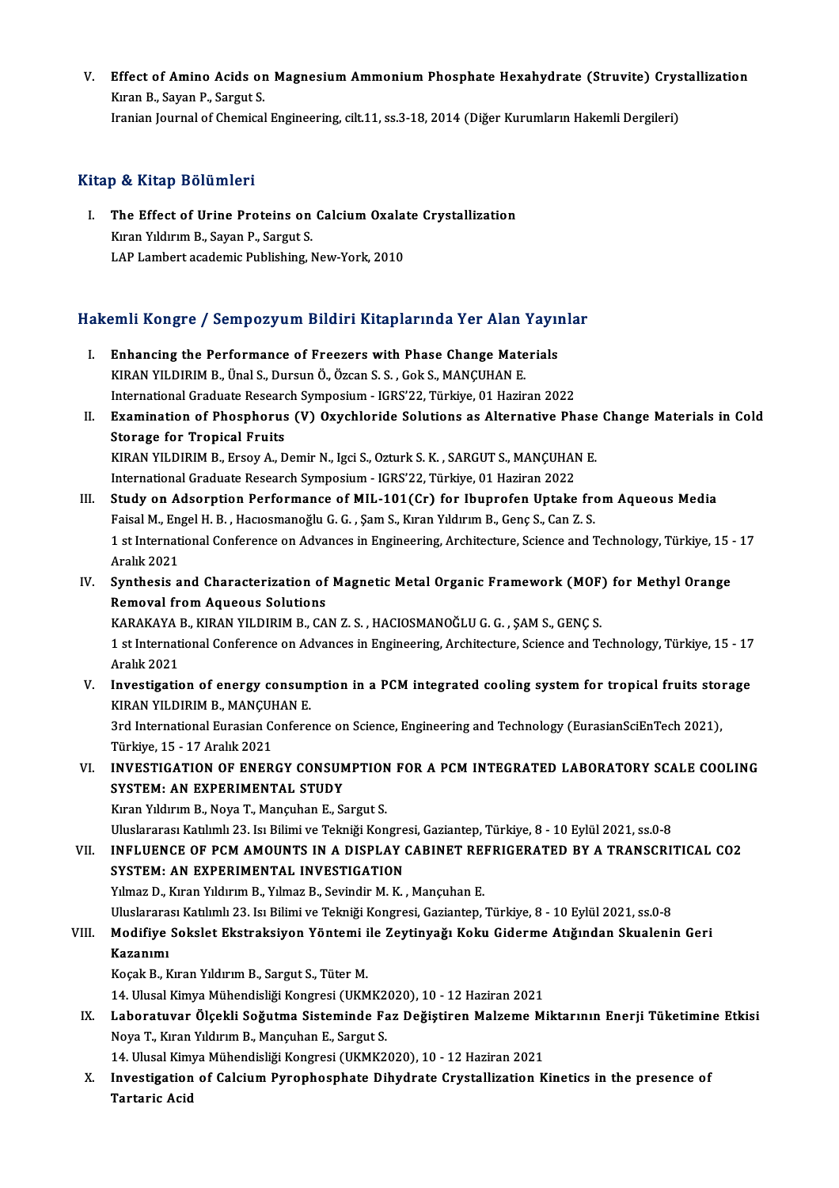V. **Effect of Amino Acids on Magnesium Ammonium Phosphate Hexahydrate (Struvite) Crystallization**
Kıran B., Sayan P., Sargut S.
Iranian Journal of Chemical Engineering, cilt.11, ss.3-18, 2014 (Diğer Kurumların Hakemli Dergileri)

## Kitap & Kitap Bölümleri

I. **The Effect of Urine Proteins on Calcium Oxalate Crystallization**
Kıran Yıldırım B., Sayan P., Sargut S.
LAP Lambert academic Publishing, New-York, 2010

## Hakemli Kongre / Sempozyum Bildiri Kitaplarında Yer Alan Yayınlar

I. **Enhancing the Performance of Freezers with Phase Change Materials**
KIRAN YILDIRIM B., Ünal S., Dursun Ö., Özcan S. S. , Gok S., MANÇUHAN E.
International Graduate Research Symposium - IGRS'22, Türkiye, 01 Haziran 2022

II. **Examination of Phosphorus (V) Oxychloride Solutions as Alternative Phase Change Materials in Cold Storage for Tropical Fruits**
KIRAN YILDIRIM B., Ersoy A., Demir N., Igci S., Ozturk S. K. , SARGUT S., MANÇUHAN E.
International Graduate Research Symposium - IGRS'22, Türkiye, 01 Haziran 2022

III. **Study on Adsorption Performance of MIL-101(Cr) for Ibuprofen Uptake from Aqueous Media**
Faisal M., Engel H. B. , Hacıosmanoğlu G. G. , Şam S., Kıran Yıldırım B., Genç S., Can Z. S.
1 st International Conference on Advances in Engineering, Architecture, Science and Technology, Türkiye, 15 - 17 Aralık 2021

IV. **Synthesis and Characterization of Magnetic Metal Organic Framework (MOF) for Methyl Orange Removal from Aqueous Solutions**
KARAKAYA B., KIRAN YILDIRIM B., CAN Z. S. , HACIOSMANOĞLU G. G. , ŞAM S., GENÇ S.
1 st International Conference on Advances in Engineering, Architecture, Science and Technology, Türkiye, 15 - 17 Aralık 2021

V. **Investigation of energy consumption in a PCM integrated cooling system for tropical fruits storage**
KIRAN YILDIRIM B., MANÇUHAN E.
3rd International Eurasian Conference on Science, Engineering and Technology (EurasianSciEnTech 2021), Türkiye, 15 - 17 Aralık 2021

VI. **INVESTIGATION OF ENERGY CONSUMPTION FOR A PCM INTEGRATED LABORATORY SCALE COOLING SYSTEM: AN EXPERIMENTAL STUDY**
Kıran Yıldırım B., Noya T., Mançuhan E., Sargut S.
Uluslararası Katılımlı 23. Isı Bilimi ve Tekniği Kongresi, Gaziantep, Türkiye, 8 - 10 Eylül 2021, ss.0-8

VII. **INFLUENCE OF PCM AMOUNTS IN A DISPLAY CABINET REFRIGERATED BY A TRANSCRITICAL CO2 SYSTEM: AN EXPERIMENTAL INVESTIGATION**
Yılmaz D., Kıran Yıldırım B., Yılmaz B., Sevindir M. K. , Mançuhan E.
Uluslararası Katılımlı 23. Isı Bilimi ve Tekniği Kongresi, Gaziantep, Türkiye, 8 - 10 Eylül 2021, ss.0-8

VIII. **Modifiye Sokslet Ekstraksiyon Yöntemi ile Zeytinyağı Koku Giderme Atığından Skualenin Geri Kazanımı**
Koçak B., Kıran Yıldırım B., Sargut S., Tüter M.
14. Ulusal Kimya Mühendisliği Kongresi (UKMK2020), 10 - 12 Haziran 2021

IX. **Laboratuvar Ölçekli Soğutma Sisteminde Faz Değiştiren Malzeme Miktarının Enerji Tüketimine Etkisi**
Noya T., Kıran Yıldırım B., Mançuhan E., Sargut S.
14. Ulusal Kimya Mühendisliği Kongresi (UKMK2020), 10 - 12 Haziran 2021

X. **Investigation of Calcium Pyrophosphate Dihydrate Crystallization Kinetics in the presence of Tartaric Acid**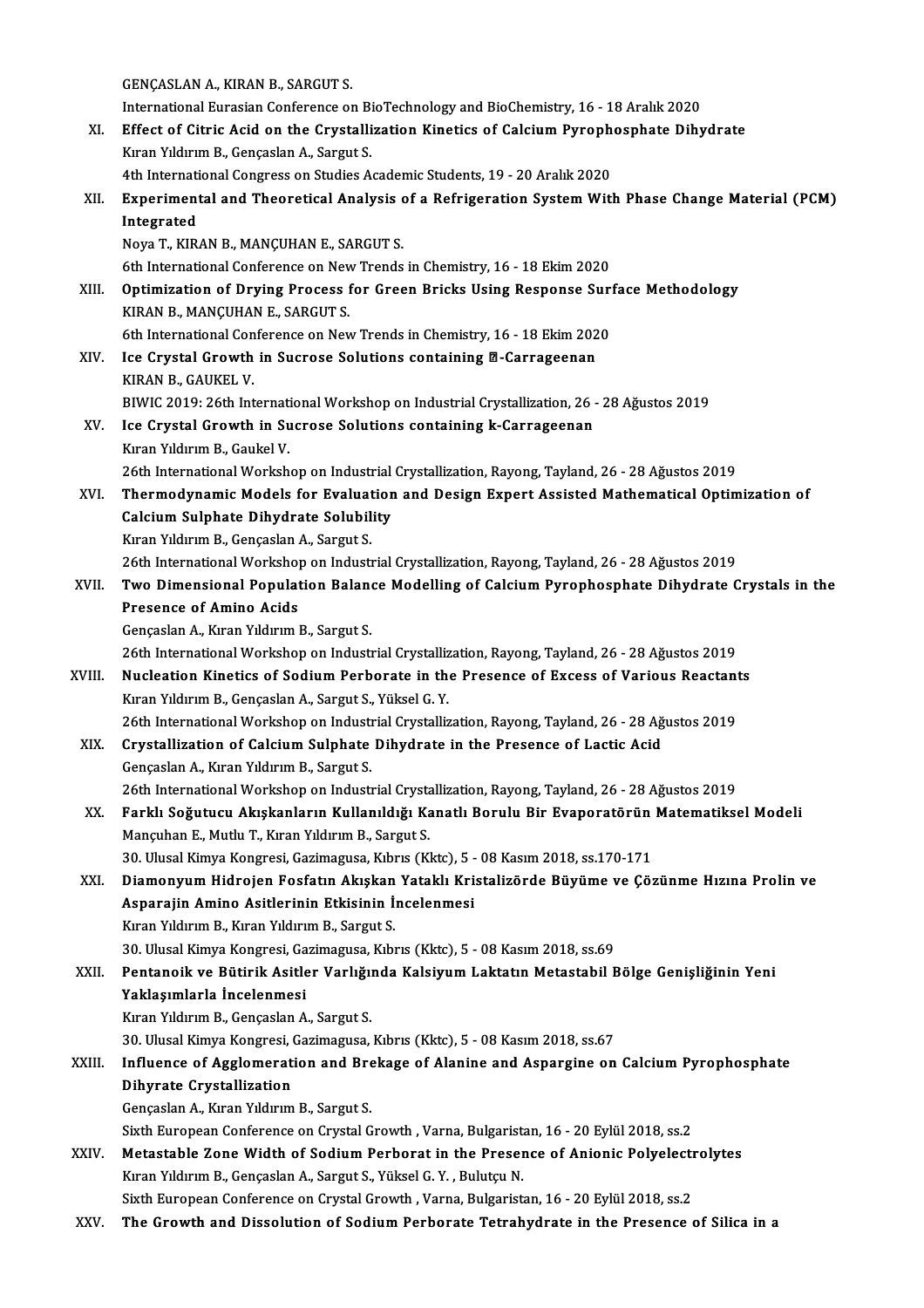GENÇASLAN A., KIRAN B., SARGUT S.
International Eurasian Conference on BioTechnology and BioChemistry, 16 - 18 Aralık 2020

XI. **Effect of Citric Acid on the Crystallization Kinetics of Calcium Pyrophosphate Dihydrate**
Kıran Yıldırım B., Gençaslan A., Sargut S.
4th International Congress on Studies Academic Students, 19 - 20 Aralık 2020

XII. **Experimental and Theoretical Analysis of a Refrigeration System With Phase Change Material (PCM) Integrated**
Noya T., KIRAN B., MANÇUHAN E., SARGUT S.
6th International Conference on New Trends in Chemistry, 16 - 18 Ekim 2020

XIII. **Optimization of Drying Process for Green Bricks Using Response Surface Methodology**
KIRAN B., MANÇUHAN E., SARGUT S.
6th International Conference on New Trends in Chemistry, 16 - 18 Ekim 2020

XIV. **Ice Crystal Growth in Sucrose Solutions containing ⍰-Carrageenan**
KIRAN B., GAUKEL V.
BIWIC 2019: 26th International Workshop on Industrial Crystallization, 26 - 28 Ağustos 2019

XV. **Ice Crystal Growth in Sucrose Solutions containing k-Carrageenan**
Kıran Yıldırım B., Gaukel V.
26th International Workshop on Industrial Crystallization, Rayong, Tayland, 26 - 28 Ağustos 2019

XVI. **Thermodynamic Models for Evaluation and Design Expert Assisted Mathematical Optimization of Calcium Sulphate Dihydrate Solubility**
Kıran Yıldırım B., Gençaslan A., Sargut S.
26th International Workshop on Industrial Crystallization, Rayong, Tayland, 26 - 28 Ağustos 2019

XVII. **Two Dimensional Population Balance Modelling of Calcium Pyrophosphate Dihydrate Crystals in the Presence of Amino Acids**
Gençaslan A., Kıran Yıldırım B., Sargut S.
26th International Workshop on Industrial Crystallization, Rayong, Tayland, 26 - 28 Ağustos 2019

XVIII. **Nucleation Kinetics of Sodium Perborate in the Presence of Excess of Various Reactants**
Kıran Yıldırım B., Gençaslan A., Sargut S., Yüksel G. Y.
26th International Workshop on Industrial Crystallization, Rayong, Tayland, 26 - 28 Ağustos 2019

XIX. **Crystallization of Calcium Sulphate Dihydrate in the Presence of Lactic Acid**
Gençaslan A., Kıran Yıldırım B., Sargut S.
26th International Workshop on Industrial Crystallization, Rayong, Tayland, 26 - 28 Ağustos 2019

XX. **Farklı Soğutucu Akışkanların Kullanıldığı Kanatlı Borulu Bir Evaporatörün Matematiksel Modeli**
Mançuhan E., Mutlu T., Kıran Yıldırım B., Sargut S.
30. Ulusal Kimya Kongresi, Gazimagusa, Kıbrıs (Kktc), 5 - 08 Kasım 2018, ss.170-171

XXI. **Diamonyum Hidrojen Fosfatın Akışkan Yataklı Kristalizörde Büyüme ve Çözünme Hızına Prolin ve Asparajin Amino Asitlerinin Etkisinin İncelenmesi**
Kıran Yıldırım B., Kıran Yıldırım B., Sargut S.
30. Ulusal Kimya Kongresi, Gazimagusa, Kıbrıs (Kktc), 5 - 08 Kasım 2018, ss.69

XXII. **Pentanoik ve Bütirik Asitler Varlığında Kalsiyum Laktatın Metastabil Bölge Genişliğinin Yeni Yaklaşımlarla İncelenmesi**
Kıran Yıldırım B., Gençaslan A., Sargut S.
30. Ulusal Kimya Kongresi, Gazimagusa, Kıbrıs (Kktc), 5 - 08 Kasım 2018, ss.67

XXIII. **Influence of Agglomeration and Brekage of Alanine and Aspargine on Calcium Pyrophosphate Dihyrate Crystallization**
Gençaslan A., Kıran Yıldırım B., Sargut S.
Sixth European Conference on Crystal Growth , Varna, Bulgaristan, 16 - 20 Eylül 2018, ss.2

XXIV. **Metastable Zone Width of Sodium Perborat in the Presence of Anionic Polyelectrolytes**
Kıran Yıldırım B., Gençaslan A., Sargut S., Yüksel G. Y. , Bulutçu N.
Sixth European Conference on Crystal Growth , Varna, Bulgaristan, 16 - 20 Eylül 2018, ss.2

XXV. **The Growth and Dissolution of Sodium Perborate Tetrahydrate in the Presence of Silica in a**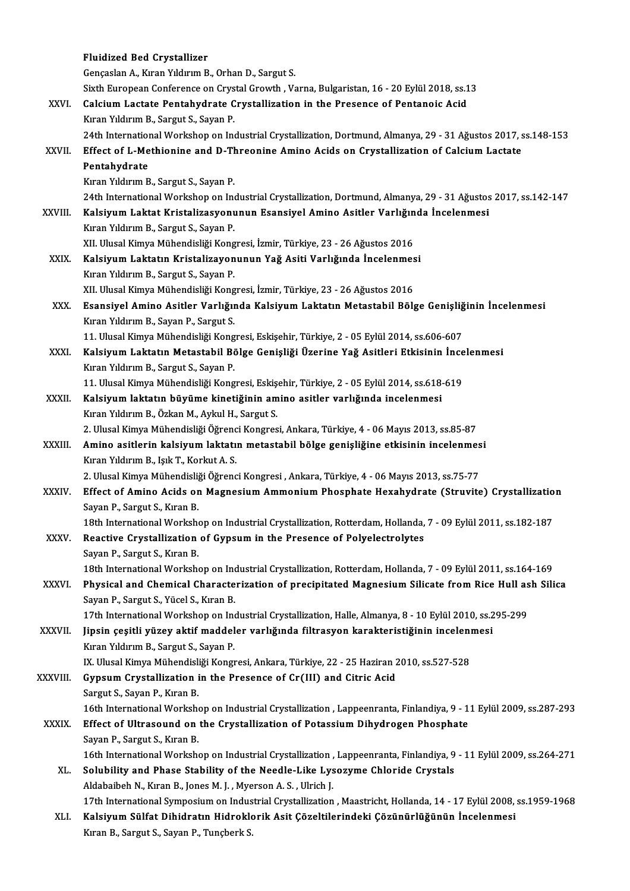**Fluidized Bed Crystallizer**
Gençaslan A., Kıran Yıldırım B., Orhan D., Sargut S.
Sixth European Conference on Crystal Growth , Varna, Bulgaristan, 16 - 20 Eylül 2018, ss.13

XXVI. **Calcium Lactate Pentahydrate Crystallization in the Presence of Pentanoic Acid**
Kıran Yıldırım B., Sargut S., Sayan P.
24th International Workshop on Industrial Crystallization, Dortmund, Almanya, 29 - 31 Ağustos 2017, ss.148-153

XXVII. **Effect of L-Methionine and D-Threonine Amino Acids on Crystallization of Calcium Lactate Pentahydrate**
Kıran Yıldırım B., Sargut S., Sayan P.
24th International Workshop on Industrial Crystallization, Dortmund, Almanya, 29 - 31 Ağustos 2017, ss.142-147

XXVIII. **Kalsiyum Laktat Kristalizasyonunun Esansiyel Amino Asitler Varlığında İncelenmesi**
Kıran Yıldırım B., Sargut S., Sayan P.
XII. Ulusal Kimya Mühendisliği Kongresi, İzmir, Türkiye, 23 - 26 Ağustos 2016

XXIX. **Kalsiyum Laktatın Kristalizayonunun Yağ Asiti Varlığında İncelenmesi**
Kıran Yıldırım B., Sargut S., Sayan P.
XII. Ulusal Kimya Mühendisliği Kongresi, İzmir, Türkiye, 23 - 26 Ağustos 2016

XXX. **Esansiyel Amino Asitler Varlığında Kalsiyum Laktatın Metastabil Bölge Genişliğinin İncelenmesi**
Kıran Yıldırım B., Sayan P., Sargut S.
11. Ulusal Kimya Mühendisliği Kongresi, Eskişehir, Türkiye, 2 - 05 Eylül 2014, ss.606-607

XXXI. **Kalsiyum Laktatın Metastabil Bölge Genişliği Üzerine Yağ Asitleri Etkisinin İncelenmesi**
Kıran Yıldırım B., Sargut S., Sayan P.
11. Ulusal Kimya Mühendisliği Kongresi, Eskişehir, Türkiye, 2 - 05 Eylül 2014, ss.618-619

XXXII. **Kalsiyum laktatın büyüme kinetiğinin amino asitler varlığında incelenmesi**
Kıran Yıldırım B., Özkan M., Aykul H., Sargut S.
2. Ulusal Kimya Mühendisliği Öğrenci Kongresi, Ankara, Türkiye, 4 - 06 Mayıs 2013, ss.85-87

XXXIII. **Amino asitlerin kalsiyum laktatın metastabil bölge genişliğine etkisinin incelenmesi**
Kıran Yıldırım B., Işık T., Korkut A. S.
2. Ulusal Kimya Mühendisliği Öğrenci Kongresi , Ankara, Türkiye, 4 - 06 Mayıs 2013, ss.75-77

XXXIV. **Effect of Amino Acids on Magnesium Ammonium Phosphate Hexahydrate (Struvite) Crystallization**
Sayan P., Sargut S., Kıran B.
18th International Workshop on Industrial Crystallization, Rotterdam, Hollanda, 7 - 09 Eylül 2011, ss.182-187

XXXV. **Reactive Crystallization of Gypsum in the Presence of Polyelectrolytes**
Sayan P., Sargut S., Kıran B.
18th International Workshop on Industrial Crystallization, Rotterdam, Hollanda, 7 - 09 Eylül 2011, ss.164-169

XXXVI. **Physical and Chemical Characterization of precipitated Magnesium Silicate from Rice Hull ash Silica**
Sayan P., Sargut S., Yücel S., Kıran B.
17th International Workshop on Industrial Crystallization, Halle, Almanya, 8 - 10 Eylül 2010, ss.295-299

XXXVII. **Jipsin çeşitli yüzey aktif maddeler varlığında filtrasyon karakteristiğinin incelenmesi**
Kıran Yıldırım B., Sargut S., Sayan P.
IX. Ulusal Kimya Mühendisliği Kongresi, Ankara, Türkiye, 22 - 25 Haziran 2010, ss.527-528

XXXVIII. **Gypsum Crystallization in the Presence of Cr(III) and Citric Acid**
Sargut S., Sayan P., Kıran B.
16th International Workshop on Industrial Crystallization , Lappeenranta, Finlandiya, 9 - 11 Eylül 2009, ss.287-293

XXXIX. **Effect of Ultrasound on the Crystallization of Potassium Dihydrogen Phosphate**
Sayan P., Sargut S., Kıran B.
16th International Workshop on Industrial Crystallization , Lappeenranta, Finlandiya, 9 - 11 Eylül 2009, ss.264-271

XL. **Solubility and Phase Stability of the Needle-Like Lysozyme Chloride Crystals**
Aldabaibeh N., Kıran B., Jones M. J. , Myerson A. S. , Ulrich J.
17th International Symposium on Industrial Crystallization , Maastricht, Hollanda, 14 - 17 Eylül 2008, ss.1959-1968

XLI. **Kalsiyum Sülfat Dihidratın Hidroklorik Asit Çözeltilerindeki Çözünürlüğünün İncelenmesi**
Kıran B., Sargut S., Sayan P., Tunçberk S.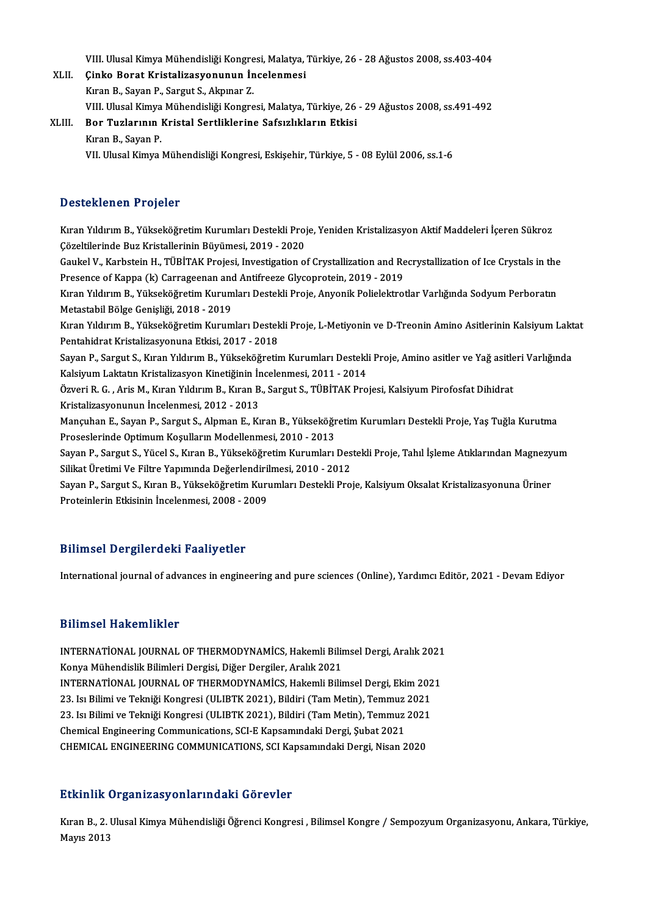VIII. Ulusal Kimya Mühendisliği Kongresi, Malatya, Türkiye, 26 - 28 Ağustos 2008, ss.403-404

XLII. **Çinko Borat Kristalizasyonunun İncelenmesi**
Kıran B., Sayan P., Sargut S., Akpınar Z.
VIII. Ulusal Kimya Mühendisliği Kongresi, Malatya, Türkiye, 26 - 29 Ağustos 2008, ss.491-492

XLIII. **Bor Tuzlarının Kristal Sertliklerine Safsızlıkların Etkisi**
Kıran B., Sayan P.
VII. Ulusal Kimya Mühendisliği Kongresi, Eskişehir, Türkiye, 5 - 08 Eylül 2006, ss.1-6

## Desteklenen Projeler

Kıran Yıldırım B., Yükseköğretim Kurumları Destekli Proje, Yeniden Kristalizasyon Aktif Maddeleri İçeren Sükroz Çözeltilerinde Buz Kristallerinin Büyümesi, 2019 - 2020

Gaukel V., Karbstein H., TÜBİTAK Projesi, Investigation of Crystallization and Recrystallization of Ice Crystals in the Presence of Kappa (k) Carrageenan and Antifreeze Glycoprotein, 2019 - 2019

Kıran Yıldırım B., Yükseköğretim Kurumları Destekli Proje, Anyonik Polielektrotlar Varlığında Sodyum Perboratın Metastabil Bölge Genişliği, 2018 - 2019

Kıran Yıldırım B., Yükseköğretim Kurumları Destekli Proje, L-Metiyonin ve D-Treonin Amino Asitlerinin Kalsiyum Laktat Pentahidrat Kristalizasyonuna Etkisi, 2017 - 2018

Sayan P., Sargut S., Kıran Yıldırım B., Yükseköğretim Kurumları Destekli Proje, Amino asitler ve Yağ asitleri Varlığında Kalsiyum Laktatın Kristalizasyon Kinetiğinin İncelenmesi, 2011 - 2014

Özveri R. G. , Aris M., Kıran Yıldırım B., Kıran B., Sargut S., TÜBİTAK Projesi, Kalsiyum Pirofosfat Dihidrat Kristalizasyonunun İncelenmesi, 2012 - 2013

Mançuhan E., Sayan P., Sargut S., Alpman E., Kıran B., Yükseköğretim Kurumları Destekli Proje, Yaş Tuğla Kurutma Proseslerinde Optimum Koşulların Modellenmesi, 2010 - 2013

Sayan P., Sargut S., Yücel S., Kıran B., Yükseköğretim Kurumları Destekli Proje, Tahıl İşleme Atıklarından Magnezyum Silikat Üretimi Ve Filtre Yapımında Değerlendirilmesi, 2010 - 2012

Sayan P., Sargut S., Kıran B., Yükseköğretim Kurumları Destekli Proje, Kalsiyum Oksalat Kristalizasyonuna Üriner Proteinlerin Etkisinin İncelenmesi, 2008 - 2009

## Bilimsel Dergilerdeki Faaliyetler

International journal of advances in engineering and pure sciences (Online), Yardımcı Editör, 2021 - Devam Ediyor

## Bilimsel Hakemlikler

INTERNATİONAL JOURNAL OF THERMODYNAMİCS, Hakemli Bilimsel Dergi, Aralık 2021
Konya Mühendislik Bilimleri Dergisi, Diğer Dergiler, Aralık 2021
INTERNATİONAL JOURNAL OF THERMODYNAMİCS, Hakemli Bilimsel Dergi, Ekim 2021
23. Isı Bilimi ve Tekniği Kongresi (ULIBTK 2021), Bildiri (Tam Metin), Temmuz 2021
23. Isı Bilimi ve Tekniği Kongresi (ULIBTK 2021), Bildiri (Tam Metin), Temmuz 2021
Chemical Engineering Communications, SCI-E Kapsamındaki Dergi, Şubat 2021
CHEMICAL ENGINEERING COMMUNICATIONS, SCI Kapsamındaki Dergi, Nisan 2020

## Etkinlik Organizasyonlarındaki Görevler

Kıran B., 2. Ulusal Kimya Mühendisliği Öğrenci Kongresi , Bilimsel Kongre / Sempozyum Organizasyonu, Ankara, Türkiye, Mayıs 2013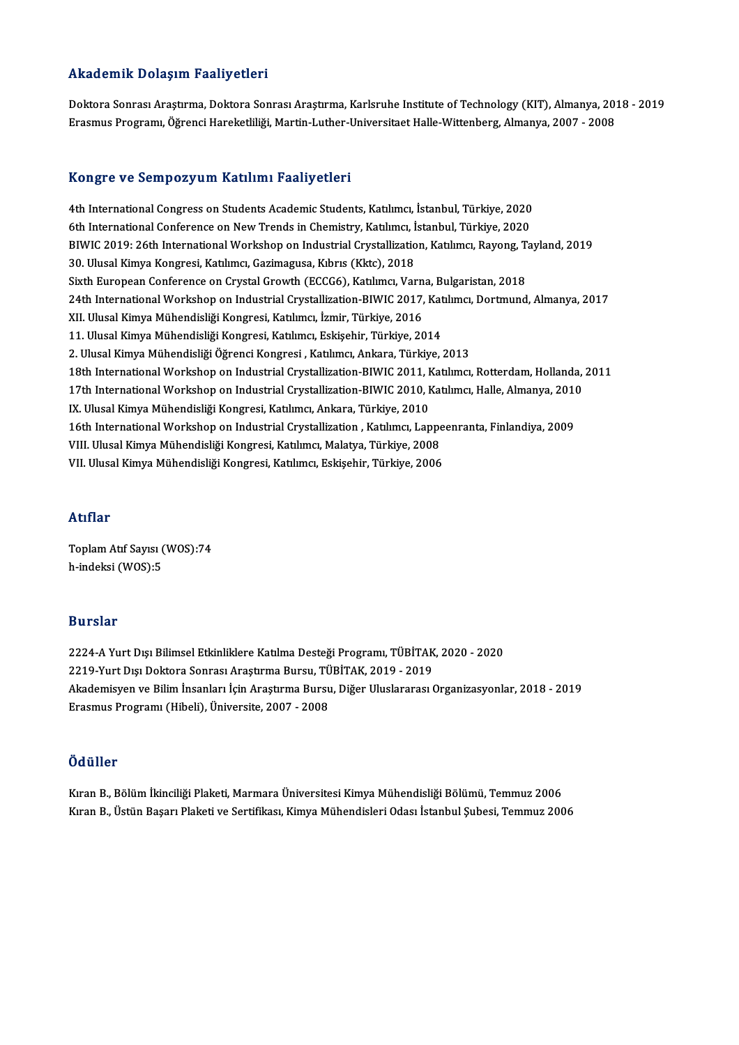## Akademik Dolaşım Faaliyetleri

Doktora Sonrası Araştırma, Doktora Sonrası Araştırma, Karlsruhe Institute of Technology (KIT), Almanya, 2018 - 2019
Erasmus Programı, Öğrenci Hareketliliği, Martin-Luther-Universitaet Halle-Wittenberg, Almanya, 2007 - 2008

## Kongre ve Sempozyum Katılımı Faaliyetleri

4th International Congress on Students Academic Students, Katılımcı, İstanbul, Türkiye, 2020
6th International Conference on New Trends in Chemistry, Katılımcı, İstanbul, Türkiye, 2020
BIWIC 2019: 26th International Workshop on Industrial Crystallization, Katılımcı, Rayong, Tayland, 2019
30. Ulusal Kimya Kongresi, Katılımcı, Gazimagusa, Kıbrıs (Kktc), 2018
Sixth European Conference on Crystal Growth (ECCG6), Katılımcı, Varna, Bulgaristan, 2018
24th International Workshop on Industrial Crystallization-BIWIC 2017, Katılımcı, Dortmund, Almanya, 2017
XII. Ulusal Kimya Mühendisliği Kongresi, Katılımcı, İzmir, Türkiye, 2016
11. Ulusal Kimya Mühendisliği Kongresi, Katılımcı, Eskişehir, Türkiye, 2014
2. Ulusal Kimya Mühendisliği Öğrenci Kongresi , Katılımcı, Ankara, Türkiye, 2013
18th International Workshop on Industrial Crystallization-BIWIC 2011, Katılımcı, Rotterdam, Hollanda, 2011
17th International Workshop on Industrial Crystallization-BIWIC 2010, Katılımcı, Halle, Almanya, 2010
IX. Ulusal Kimya Mühendisliği Kongresi, Katılımcı, Ankara, Türkiye, 2010
16th International Workshop on Industrial Crystallization , Katılımcı, Lappeenranta, Finlandiya, 2009
VIII. Ulusal Kimya Mühendisliği Kongresi, Katılımcı, Malatya, Türkiye, 2008
VII. Ulusal Kimya Mühendisliği Kongresi, Katılımcı, Eskişehir, Türkiye, 2006

## Atıflar

Toplam Atıf Sayısı (WOS):74
h-indeksi (WOS):5

## Burslar

2224-A Yurt Dışı Bilimsel Etkinliklere Katılma Desteği Programı, TÜBİTAK, 2020 - 2020
2219-Yurt Dışı Doktora Sonrası Araştırma Bursu, TÜBİTAK, 2019 - 2019
Akademisyen ve Bilim İnsanları İçin Araştırma Bursu, Diğer Uluslararası Organizasyonlar, 2018 - 2019
Erasmus Programı (Hibeli), Üniversite, 2007 - 2008

## Ödüller

Kıran B., Bölüm İkinciliği Plaketi, Marmara Üniversitesi Kimya Mühendisliği Bölümü, Temmuz 2006
Kıran B., Üstün Başarı Plaketi ve Sertifikası, Kimya Mühendisleri Odası İstanbul Şubesi, Temmuz 2006